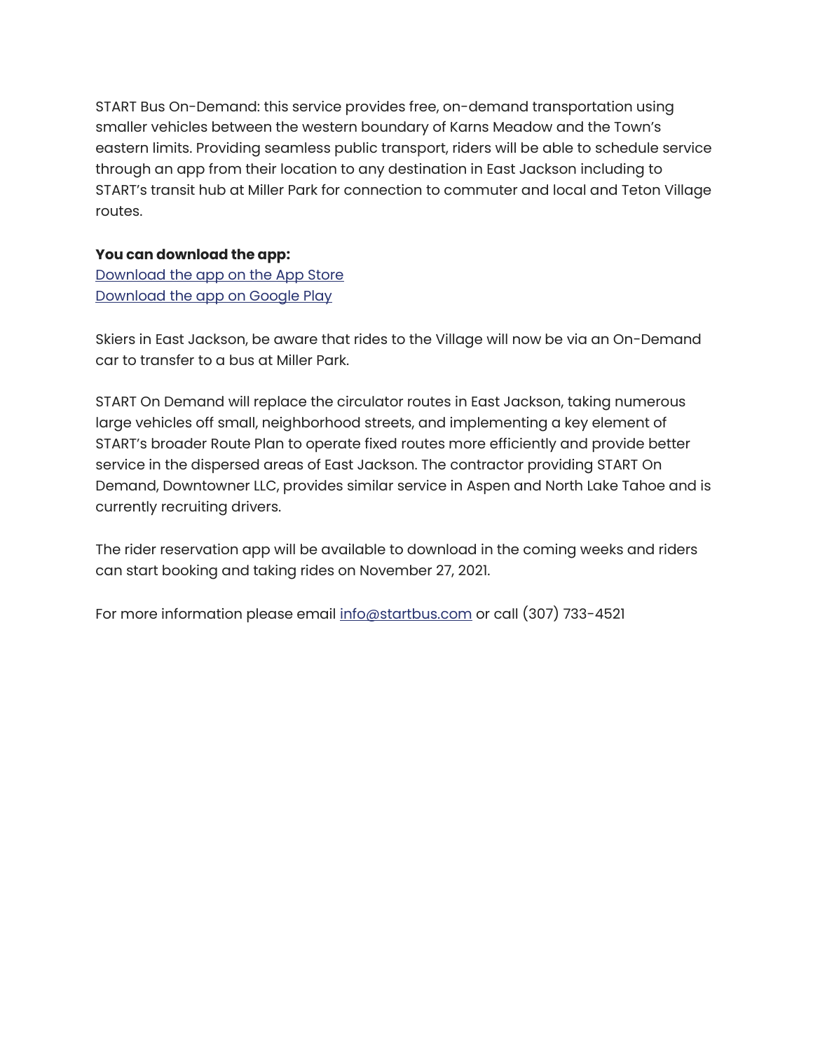START Bus On-Demand: this service provides free, on-demand transportation using smaller vehicles between the western boundary of Karns Meadow and the Town's eastern limits. Providing seamless public transport, riders will be able to schedule service through an app from their location to any destination in East Jackson including to START's transit hub at Miller Park for connection to commuter and local and Teton Village routes.

**You can download the app:**
Download the app on the App Store
Download the app on Google Play

Skiers in East Jackson, be aware that rides to the Village will now be via an On-Demand car to transfer to a bus at Miller Park.

START On Demand will replace the circulator routes in East Jackson, taking numerous large vehicles off small, neighborhood streets, and implementing a key element of START's broader Route Plan to operate fixed routes more efficiently and provide better service in the dispersed areas of East Jackson. The contractor providing START On Demand, Downtowner LLC, provides similar service in Aspen and North Lake Tahoe and is currently recruiting drivers.

The rider reservation app will be available to download in the coming weeks and riders can start booking and taking rides on November 27, 2021.

For more information please email info@startbus.com or call (307) 733-4521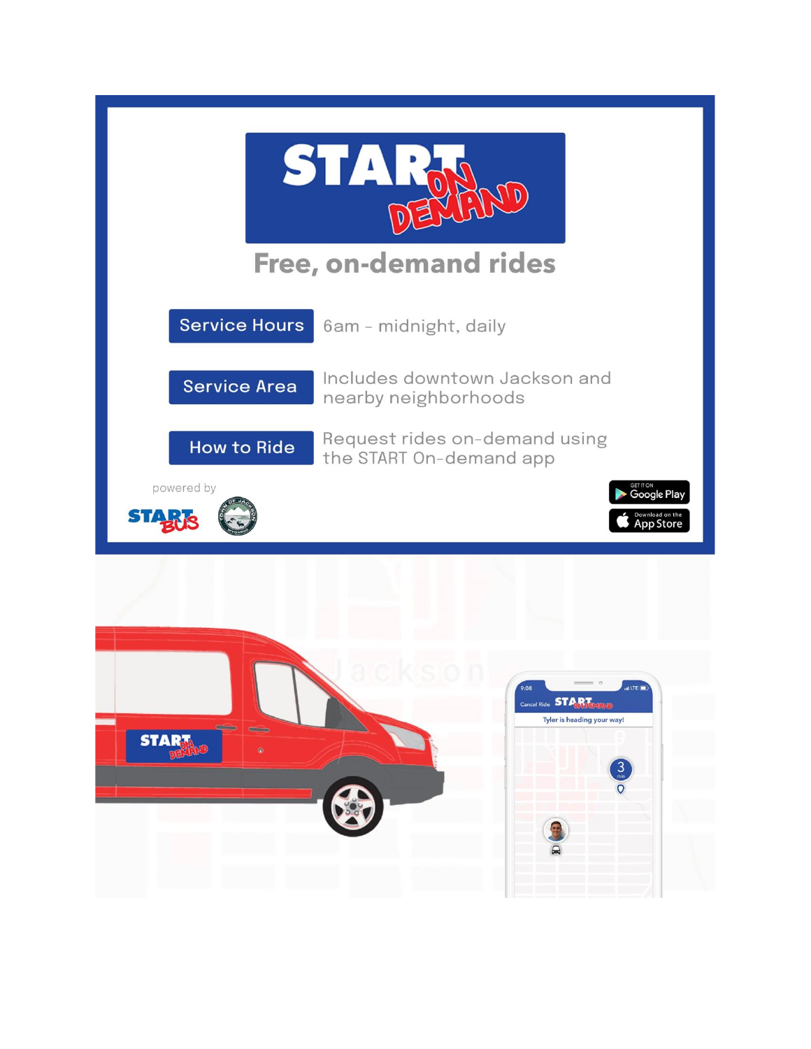# START ON DEMAND

## Free, on-demand rides

**Service Hours** 6am – midnight, daily

**Service Area** Includes downtown Jackson and nearby neighborhoods

**How to Ride** Request rides on-demand using the START On-demand app

powered by

START BUS

GET IT ON Google Play

Download on the App Store